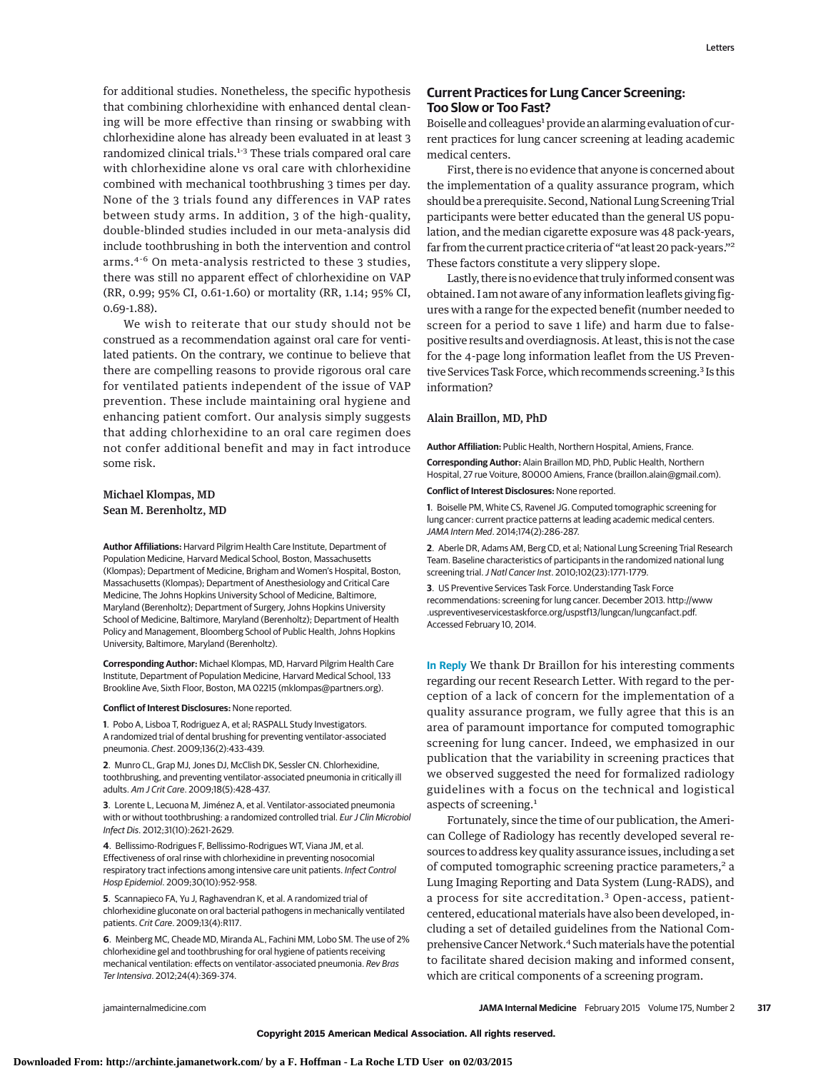for additional studies. Nonetheless, the specific hypothesis that combining chlorhexidine with enhanced dental cleaning will be more effective than rinsing or swabbing with chlorhexidine alone has already been evaluated in at least 3 randomized clinical trials.[1-3] These trials compared oral care with chlorhexidine alone vs oral care with chlorhexidine combined with mechanical toothbrushing 3 times per day. None of the 3 trials found any differences in VAP rates between study arms. In addition, 3 of the high-quality, double-blinded studies included in our meta-analysis did include toothbrushing in both the intervention and control arms.[4-6] On meta-analysis restricted to these 3 studies, there was still no apparent effect of chlorhexidine on VAP (RR, 0.99; 95% CI, 0.61-1.60) or mortality (RR, 1.14; 95% CI, 0.69-1.88).

We wish to reiterate that our study should not be construed as a recommendation against oral care for ventilated patients. On the contrary, we continue to believe that there are compelling reasons to provide rigorous oral care for ventilated patients independent of the issue of VAP prevention. These include maintaining oral hygiene and enhancing patient comfort. Our analysis simply suggests that adding chlorhexidine to an oral care regimen does not confer additional benefit and may in fact introduce some risk.

Michael Klompas, MD
Sean M. Berenholtz, MD

**Author Affiliations:** Harvard Pilgrim Health Care Institute, Department of Population Medicine, Harvard Medical School, Boston, Massachusetts (Klompas); Department of Medicine, Brigham and Women's Hospital, Boston, Massachusetts (Klompas); Department of Anesthesiology and Critical Care Medicine, The Johns Hopkins University School of Medicine, Baltimore, Maryland (Berenholtz); Department of Surgery, Johns Hopkins University School of Medicine, Baltimore, Maryland (Berenholtz); Department of Health Policy and Management, Bloomberg School of Public Health, Johns Hopkins University, Baltimore, Maryland (Berenholtz).

**Corresponding Author:** Michael Klompas, MD, Harvard Pilgrim Health Care Institute, Department of Population Medicine, Harvard Medical School, 133 Brookline Ave, Sixth Floor, Boston, MA 02215 (mklompas@partners.org).

**Conflict of Interest Disclosures:** None reported.

1. Pobo A, Lisboa T, Rodriguez A, et al; RASPALL Study Investigators. A randomized trial of dental brushing for preventing ventilator-associated pneumonia. *Chest*. 2009;136(2):433-439.

2. Munro CL, Grap MJ, Jones DJ, McClish DK, Sessler CN. Chlorhexidine, toothbrushing, and preventing ventilator-associated pneumonia in critically ill adults. *Am J Crit Care*. 2009;18(5):428-437.

3. Lorente L, Lecuona M, Jiménez A, et al. Ventilator-associated pneumonia with or without toothbrushing: a randomized controlled trial. *Eur J Clin Microbiol Infect Dis*. 2012;31(10):2621-2629.

4. Bellissimo-Rodrigues F, Bellissimo-Rodrigues WT, Viana JM, et al. Effectiveness of oral rinse with chlorhexidine in preventing nosocomial respiratory tract infections among intensive care unit patients. *Infect Control Hosp Epidemiol*. 2009;30(10):952-958.

5. Scannapieco FA, Yu J, Raghavendran K, et al. A randomized trial of chlorhexidine gluconate on oral bacterial pathogens in mechanically ventilated patients. *Crit Care*. 2009;13(4):R117.

6. Meinberg MC, Cheade MD, Miranda AL, Fachini MM, Lobo SM. The use of 2% chlorhexidine gel and toothbrushing for oral hygiene of patients receiving mechanical ventilation: effects on ventilator-associated pneumonia. *Rev Bras Ter Intensiva*. 2012;24(4):369-374.

## Current Practices for Lung Cancer Screening: Too Slow or Too Fast?

Boiselle and colleagues[1] provide an alarming evaluation of current practices for lung cancer screening at leading academic medical centers.

First, there is no evidence that anyone is concerned about the implementation of a quality assurance program, which should be a prerequisite. Second, National Lung Screening Trial participants were better educated than the general US population, and the median cigarette exposure was 48 pack-years, far from the current practice criteria of "at least 20 pack-years."[2] These factors constitute a very slippery slope.

Lastly, there is no evidence that truly informed consent was obtained. I am not aware of any information leaflets giving figures with a range for the expected benefit (number needed to screen for a period to save 1 life) and harm due to false-positive results and overdiagnosis. At least, this is not the case for the 4-page long information leaflet from the US Preventive Services Task Force, which recommends screening.[3] Is this information?

Alain Braillon, MD, PhD

**Author Affiliation:** Public Health, Northern Hospital, Amiens, France.

**Corresponding Author:** Alain Braillon MD, PhD, Public Health, Northern Hospital, 27 rue Voiture, 80000 Amiens, France (braillon.alain@gmail.com).

**Conflict of Interest Disclosures:** None reported.

1. Boiselle PM, White CS, Ravenel JG. Computed tomographic screening for lung cancer: current practice patterns at leading academic medical centers. *JAMA Intern Med*. 2014;174(2):286-287.

2. Aberle DR, Adams AM, Berg CD, et al; National Lung Screening Trial Research Team. Baseline characteristics of participants in the randomized national lung screening trial. *J Natl Cancer Inst*. 2010;102(23):1771-1779.

3. US Preventive Services Task Force. Understanding Task Force recommendations: screening for lung cancer. December 2013. http://www.uspreventiveservicestaskforce.org/uspstf13/lungcan/lungcanfact.pdf. Accessed February 10, 2014.

**In Reply** We thank Dr Braillon for his interesting comments regarding our recent Research Letter. With regard to the perception of a lack of concern for the implementation of a quality assurance program, we fully agree that this is an area of paramount importance for computed tomographic screening for lung cancer. Indeed, we emphasized in our publication that the variability in screening practices that we observed suggested the need for formalized radiology guidelines with a focus on the technical and logistical aspects of screening.[1]

Fortunately, since the time of our publication, the American College of Radiology has recently developed several resources to address key quality assurance issues, including a set of computed tomographic screening practice parameters,[2] a Lung Imaging Reporting and Data System (Lung-RADS), and a process for site accreditation.[3] Open-access, patient-centered, educational materials have also been developed, including a set of detailed guidelines from the National Comprehensive Cancer Network.[4] Such materials have the potential to facilitate shared decision making and informed consent, which are critical components of a screening program.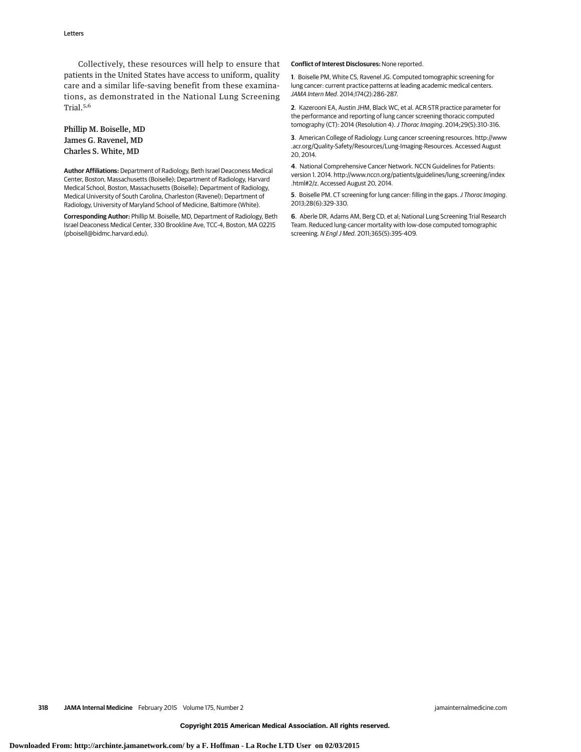Collectively, these resources will help to ensure that patients in the United States have access to uniform, quality care and a similar life-saving benefit from these examinations, as demonstrated in the National Lung Screening Trial.[5,6]

**Phillip M. Boiselle, MD**
**James G. Ravenel, MD**
**Charles S. White, MD**

**Author Affiliations:** Department of Radiology, Beth Israel Deaconess Medical Center, Boston, Massachusetts (Boiselle); Department of Radiology, Harvard Medical School, Boston, Massachusetts (Boiselle); Department of Radiology, Medical University of South Carolina, Charleston (Ravenel); Department of Radiology, University of Maryland School of Medicine, Baltimore (White).

**Corresponding Author:** Phillip M. Boiselle, MD, Department of Radiology, Beth Israel Deaconess Medical Center, 330 Brookline Ave, TCC-4, Boston, MA 02215 (pboisell@bidmc.harvard.edu).

**Conflict of Interest Disclosures:** None reported.

**1**. Boiselle PM, White CS, Ravenel JG. Computed tomographic screening for lung cancer: current practice patterns at leading academic medical centers. *JAMA Intern Med*. 2014;174(2):286-287.

**2**. Kazerooni EA, Austin JHM, Black WC, et al. ACR-STR practice parameter for the performance and reporting of lung cancer screening thoracic computed tomography (CT): 2014 (Resolution 4). *J Thorac Imaging*. 2014;29(5):310-316.

**3**. American College of Radiology. Lung cancer screening resources. http://www.acr.org/Quality-Safety/Resources/Lung-Imaging-Resources. Accessed August 20, 2014.

**4**. National Comprehensive Cancer Network. NCCN Guidelines for Patients: version 1. 2014. http://www.nccn.org/patients/guidelines/lung_screening/index.html#2/z. Accessed August 20, 2014.

**5**. Boiselle PM. CT screening for lung cancer: filling in the gaps. *J Thorac Imaging*. 2013;28(6):329-330.

**6**. Aberle DR, Adams AM, Berg CD, et al; National Lung Screening Trial Research Team. Reduced lung-cancer mortality with low-dose computed tomographic screening. *N Engl J Med*. 2011;365(5):395-409.